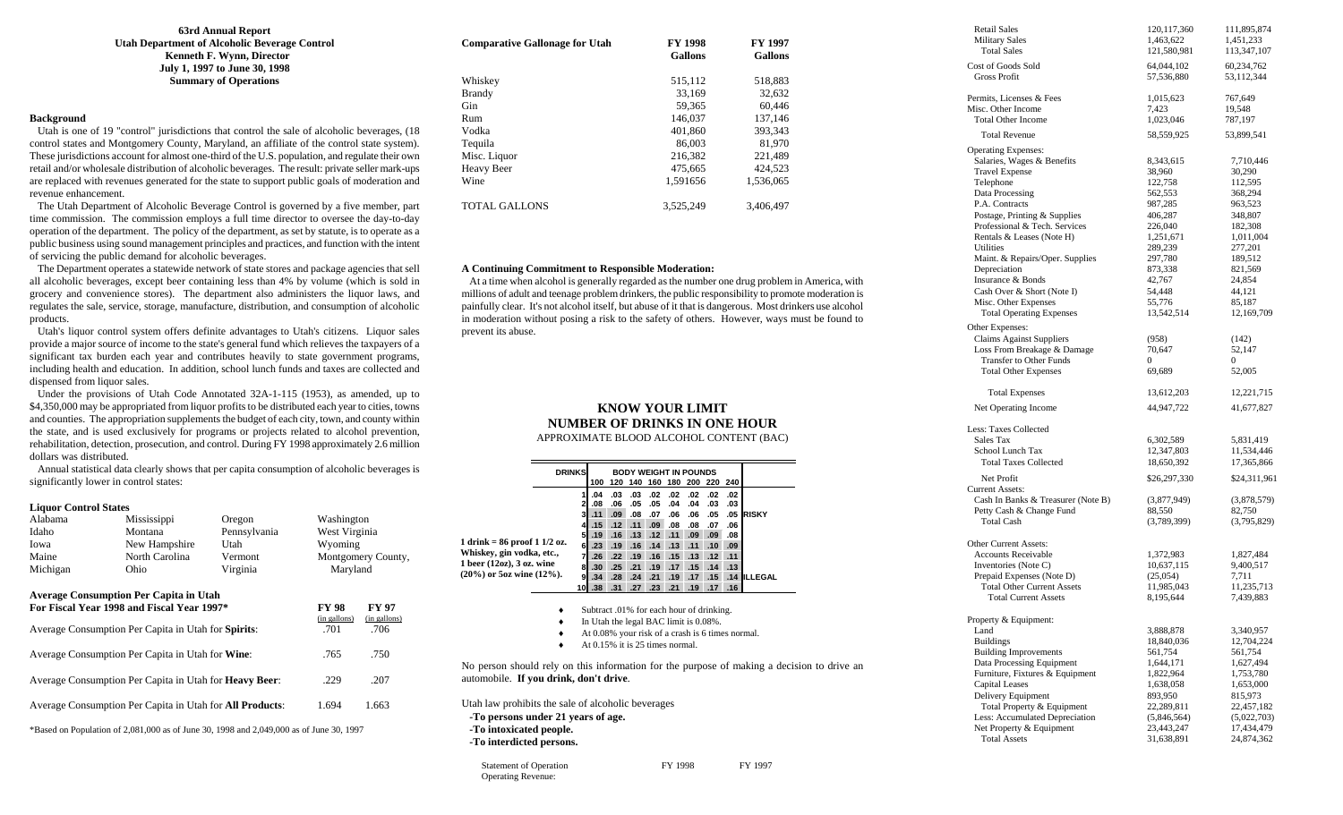**63rd Annual Report**
**Utah Department of Alcoholic Beverage Control**
**Kenneth F. Wynn, Director**
**July 1, 1997 to June 30, 1998**
**Summary of Operations**

### Background

Utah is one of 19 "control" jurisdictions that control the sale of alcoholic beverages, (18 control states and Montgomery County, Maryland, an affiliate of the control state system). These jurisdictions account for almost one-third of the U.S. population, and regulate their own retail and/or wholesale distribution of alcoholic beverages. The result: private seller mark-ups are replaced with revenues generated for the state to support public goals of moderation and revenue enhancement.

The Utah Department of Alcoholic Beverage Control is governed by a five member, part time commission. The commission employs a full time director to oversee the day-to-day operation of the department. The policy of the department, as set by statute, is to operate as a public business using sound management principles and practices, and function with the intent of servicing the public demand for alcoholic beverages.

The Department operates a statewide network of state stores and package agencies that sell all alcoholic beverages, except beer containing less than 4% by volume (which is sold in grocery and convenience stores). The department also administers the liquor laws, and regulates the sale, service, storage, manufacture, distribution, and consumption of alcoholic products.

Utah's liquor control system offers definite advantages to Utah's citizens. Liquor sales provide a major source of income to the state's general fund which relieves the taxpayers of a significant tax burden each year and contributes heavily to state government programs, including health and education. In addition, school lunch funds and taxes are collected and dispensed from liquor sales.

Under the provisions of Utah Code Annotated 32A-1-115 (1953), as amended, up to $4,350,000 may be appropriated from liquor profits to be distributed each year to cities, towns and counties. The appropriation supplements the budget of each city, town, and county within the state, and is used exclusively for programs or projects related to alcohol prevention, rehabilitation, detection, prosecution, and control. During FY 1998 approximately 2.6 million dollars was distributed.

Annual statistical data clearly shows that per capita consumption of alcoholic beverages is significantly lower in control states:

### Liquor Control States

| | | | |
|---|---|---|---|
| Alabama | Mississippi | Oregon | Washington |
| Idaho | Montana | Pennsylvania | West Virginia |
| Iowa | New Hampshire | Utah | Wyoming |
| Maine | North Carolina | Vermont | Montgomery County, |
| Michigan | Ohio | Virginia | Maryland |

### Average Consumption Per Capita in Utah For Fiscal Year 1998 and Fiscal Year 1997*

| | FY 98 (in gallons) | FY 97 (in gallons) |
|---|---|---|
| Average Consumption Per Capita in Utah for **Spirits**: | .701 | .706 |
| Average Consumption Per Capita in Utah for **Wine**: | .765 | .750 |
| Average Consumption Per Capita in Utah for **Heavy Beer**: | .229 | .207 |
| Average Consumption Per Capita in Utah for **All Products**: | 1.694 | 1.663 |

*Based on Population of 2,081,000 as of June 30, 1998 and 2,049,000 as of June 30, 1997

| Comparative Gallonage for Utah | FY 1998 Gallons | FY 1997 Gallons |
|---|---|---|
| Whiskey | 515,112 | 518,883 |
| Brandy | 33,169 | 32,632 |
| Gin | 59,365 | 60,446 |
| Rum | 146,037 | 137,146 |
| Vodka | 401,860 | 393,343 |
| Tequila | 86,003 | 81,970 |
| Misc. Liquor | 216,382 | 221,489 |
| Heavy Beer | 475,665 | 424,523 |
| Wine | 1,591656 | 1,536,065 |
| TOTAL GALLONS | 3,525,249 | 3,406,497 |

### A Continuing Commitment to Responsible Moderation:

At a time when alcohol is generally regarded as the number one drug problem in America, with millions of adult and teenage problem drinkers, the public responsibility to promote moderation is painfully clear. It's not alcohol itself, but abuse of it that is dangerous. Most drinkers use alcohol in moderation without posing a risk to the safety of others. However, ways must be found to prevent its abuse.

## KNOW YOUR LIMIT
## NUMBER OF DRINKS IN ONE HOUR

APPROXIMATE BLOOD ALCOHOL CONTENT (BAC)

1 drink = 86 proof 1 1/2 oz. Whiskey, gin vodka, etc., 1 beer (12oz), 3 oz. wine (20%) or 5oz wine (12%).

| DRINKS | 100 | 120 | 140 | 160 | 180 | 200 | 220 | 240 | |
|---|---|---|---|---|---|---|---|---|---|
| | BODY WEIGHT IN POUNDS | | | | | | | | |
| 1 | .04 | .03 | .03 | .02 | .02 | .02 | .02 | .02 | |
| 2 | .08 | .06 | .05 | .05 | .04 | .04 | .03 | .03 | |
| 3 | .11 | .09 | .08 | .07 | .06 | .06 | .05 | .05 | RISKY |
| 4 | .15 | .12 | .11 | .09 | .08 | .08 | .07 | .06 | |
| 5 | .19 | .16 | .13 | .12 | .11 | .09 | .09 | .08 | |
| 6 | .23 | .19 | .16 | .14 | .13 | .11 | .10 | .09 | |
| 7 | .26 | .22 | .19 | .16 | .15 | .13 | .12 | .11 | |
| 8 | .30 | .25 | .21 | .19 | .17 | .15 | .14 | .13 | |
| 9 | .34 | .28 | .24 | .21 | .19 | .17 | .15 | .14 | ILLEGAL |
| 10 | .38 | .31 | .27 | .23 | .21 | .19 | .17 | .16 | |

- Subtract .01% for each hour of drinking.
- In Utah the legal BAC limit is 0.08%.
- At 0.08% your risk of a crash is 6 times normal.
- At 0.15% it is 25 times normal.

No person should rely on this information for the purpose of making a decision to drive an automobile. **If you drink, don't drive**.

Utah law prohibits the sale of alcoholic beverages

- **-To persons under 21 years of age.**
- **-To intoxicated people.**
- **-To interdicted persons.**

| Statement of Operation | FY 1998 | FY 1997 |
|---|---|---|
| Operating Revenue: | | |
| Retail Sales | 120,117,360 | 111,895,874 |
| Military Sales | 1,463,622 | 1,451,233 |
| Total Sales | 121,580,981 | 113,347,107 |
| Cost of Goods Sold | 64,044,102 | 60,234,762 |
| Gross Profit | 57,536,880 | 53,112,344 |
| Permits, Licenses & Fees | 1,015,623 | 767,649 |
| Misc. Other Income | 7,423 | 19,548 |
| Total Other Income | 1,023,046 | 787,197 |
| Total Revenue | 58,559,925 | 53,899,541 |
| Operating Expenses: | | |
| Salaries, Wages & Benefits | 8,343,615 | 7,710,446 |
| Travel Expense | 38,960 | 30,290 |
| Telephone | 122,758 | 112,595 |
| Data Processing | 562,553 | 368,294 |
| P.A. Contracts | 987,285 | 963,523 |
| Postage, Printing & Supplies | 406,287 | 348,807 |
| Professional & Tech. Services | 226,040 | 182,308 |
| Rentals & Leases (Note H) | 1,251,671 | 1,011,004 |
| Utilities | 289,239 | 277,201 |
| Maint. & Repairs/Oper. Supplies | 297,780 | 189,512 |
| Depreciation | 873,338 | 821,569 |
| Insurance & Bonds | 42,767 | 24,854 |
| Cash Over & Short (Note I) | 54,448 | 44,121 |
| Misc. Other Expenses | 55,776 | 85,187 |
| Total Operating Expenses | 13,542,514 | 12,169,709 |
| Other Expenses: | | |
| Claims Against Suppliers | (958) | (142) |
| Loss From Breakage & Damage | 70,647 | 52,147 |
| Transfer to Other Funds | 0 | 0 |
| Total Other Expenses | 69,689 | 52,005 |
| Total Expenses | 13,612,203 | 12,221,715 |
| Net Operating Income | 44,947,722 | 41,677,827 |
| Less: Taxes Collected | | |
| Sales Tax | 6,302,589 | 5,831,419 |
| School Lunch Tax | 12,347,803 | 11,534,446 |
| Total Taxes Collected | 18,650,392 | 17,365,866 |
| Net Profit | $26,297,330 | $24,311,961 |
| Current Assets: | | |
| Cash In Banks & Treasurer (Note B) | (3,877,949) | (3,878,579) |
| Petty Cash & Change Fund | 88,550 | 82,750 |
| Total Cash | (3,789,399) | (3,795,829) |
| Other Current Assets: | | |
| Accounts Receivable | 1,372,983 | 1,827,484 |
| Inventories (Note C) | 10,637,115 | 9,400,517 |
| Prepaid Expenses (Note D) | (25,054) | 7,711 |
| Total Other Current Assets | 11,985,043 | 11,235,713 |
| Total Current Assets | 8,195,644 | 7,439,883 |
| Property & Equipment: | | |
| Land | 3,888,878 | 3,340,957 |
| Buildings | 18,840,036 | 12,704,224 |
| Building Improvements | 561,754 | 561,754 |
| Data Processing Equipment | 1,644,171 | 1,627,494 |
| Furniture, Fixtures & Equipment | 1,822,964 | 1,753,780 |
| Capital Leases | 1,638,058 | 1,653,000 |
| Delivery Equipment | 893,950 | 815,973 |
| Total Property & Equipment | 22,289,811 | 22,457,182 |
| Less: Accumulated Depreciation | (5,846,564) | (5,022,703) |
| Net Property & Equipment | 23,443,247 | 17,434,479 |
| Total Assets | 31,638,891 | 24,874,362 |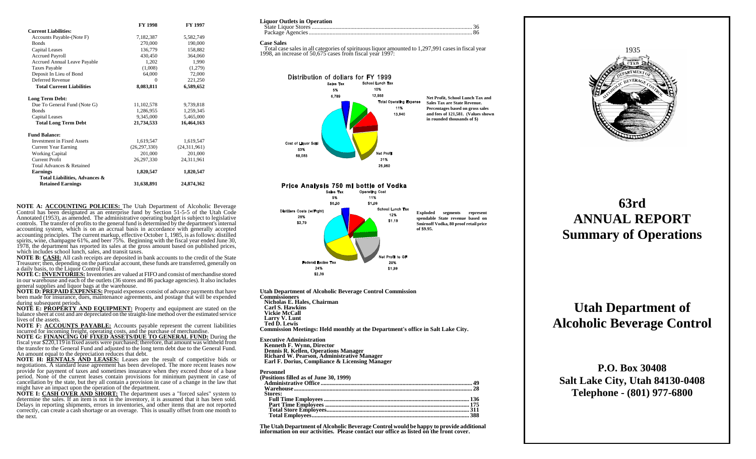| | FY 1998 | FY 1997 |
|---|---|---|
| **Current Liabilities:** | | |
| Accounts Payable-(Note F) | 7,182,387 | 5,582,749 |
| Bonds | 270,000 | 190,000 |
| Capital Leases | 136,779 | 158,882 |
| Accrued Payroll | 430,450 | 364,060 |
| Accrued Annual Leave Payable | 1,202 | 1,990 |
| Taxes Payable | (1,008) | (1,279) |
| Deposit In Lieu of Bond | 64,000 | 72,000 |
| Deferred Revenue | 0 | 221,250 |
| **Total Current Liabilities** | **8,083,811** | **6,589,652** |
| **Long Term Debt:** | | |
| Due To General Fund (Note G) | 11,102,578 | 9,739,818 |
| Bonds | 1,286,955 | 1,259,345 |
| Capital Leases | 9,345,000 | 5,465,000 |
| **Total Long Term Debt** | **21,734,533** | **16,464,163** |
| **Fund Balance:** | | |
| Investment in Fixed Assets | 1,619,547 | 1,619,547 |
| Current Year Earning | (26,297,330) | (24,311,961) |
| Working Capital | 201,000 | 201,000 |
| Current Profit | 26,297,330 | 24,311,961 |
| Total Advances & Retained | | |
| **Earnings** | **1,820,547** | **1,820,547** |
| **Total Liabilities, Advances & Retained Earnings** | **31,638,891** | **24,874,362** |

**NOTE A: ACCOUNTING POLICIES:** The Utah Department of Alcoholic Beverage Control has been designated as an enterprise fund by Section 51-5-5 of the Utah Code Annotated (1953), as amended. The administrative operating budget is subject to legislative controls. The transfer of profits to the general fund is determined by the department's internal accounting system, which is on an accrual basis in accordance with generally accepted accounting principles. The current markup, effective October 1, 1985, is as follows: distilled spirits, wine, champagne 61%, and beer 75%. Beginning with the fiscal year ended June 30, 1978, the department has reported its sales at the gross amount based on published prices, which includes school lunch, sales, and transit taxes.

**NOTE B: CASH:** All cash receipts are deposited in bank accounts to the credit of the State Treasurer; then, depending on the particular account, these funds are transferred, generally on a daily basis, to the Liquor Control Fund.

**NOTE C: INVENTORIES:** Inventories are valued at FIFO and consist of merchandise stored in our warehouse and each of the outlets (36 stores and 86 package agencies). It also includes general supplies and liquor bags at the warehouse.

**NOTE D: PREPAID EXPENSES:** Prepaid expenses consist of advance payments that have been made for insurance, dues, maintenance agreements, and postage that will be expended during subsequent periods.

**NOTE E: PROPERTY AND EQUIPMENT:** Property and equipment are stated on the balance sheet at cost and are depreciated on the straight-line method over the estimated service lives of the assets.

**NOTE F: ACCOUNTS PAYABLE:** Accounts payable represent the current liabilities incurred for incoming freight, operating costs, and the purchase of merchandise.

**NOTE G: FINANCING OF FIXED ASSETS/DUE TO GENERAL FUND:** During the fiscal year $220,119 in fixed assets were purchased; therefore, that amount was withheld from the transfer to the General Fund and adjusted to the long term debt due to the General Fund. An amount equal to the depreciation reduces that debt.

**NOTE H: RENTALS AND LEASES:** Leases are the result of competitive bids or negotiations. A standard lease agreement has been developed. The more recent leases now provide for payment of taxes and sometimes insurance when they exceed those of a base period. None of the current leases contain provisions for minimum payment in case of cancellation by the state, but they all contain a provision in case of a change in the law that might have an impact upon the operation of the department.

**NOTE I: CASH OVER AND SHORT:** The department uses a "forced sales" system to determine the sales. If an item is not in the inventory, it is assumed that it has been sold. Delays in reporting shipments, errors in inventories, and other items that are not reported correctly, can create a cash shortage or an overage. This is usually offset from one month to the next.

**Liquor Outlets in Operation**

State Liquor Stores .......... 36
Package Agencies .......... 86

**Case Sales**

Total case sales in all categories of spirituous liquor amounted to 1,297,991 cases in fiscal year 1998, an increase of 50,675 cases from fiscal year 1997:

Distribution of dollars for FY 1999

Sales Tax 5% 6,789
School Lunch Tax 10% 12,955
Total Operating Expense 11% 13,840
Cost of Liquor Sold 53% 68,085
Net Profit 21% 26,960

Net Profit, School Lunch Tax and Sales Tax are State Revenue. Percentages based on gross sales and fees of 121,581. (Values shown in rounded thousands of $)

Price Analysis 750 ml bottle of Vodka

Sales Tax 5% $0.50
Operating Cost 11% $1.09
School Lunch Tax 12% $1.19
Distillers Costs (w/Frght) 28% $2.79
Net Profit to GF 20% $1.99
Federal Excise Tax 24% $2.39

Exploded segments represent spendable State revenue based on Smirnoff Vodka, 80 proof retail price of $9.95.

**Utah Department of Alcoholic Beverage Control Commission**

**Commissioners**
**Nicholas E. Hales, Chairman**
**Carl S. Hawkins**
**Vickie McCall**
**Larry V. Lunt**
**Ted D. Lewis**

**Commission Meetings: Held monthly at the Department's office in Salt Lake City.**

**Executive Administration**
**Kenneth F. Wynn, Director**
**Dennis R. Kellen, Operations Manager**
**Richard W. Pearson, Administrative Manager**
**Earl F. Dorius, Compliance & Licensing Manager**

**Personnel**
**(Positions filled as of June 30, 1999)**

**Administrative Office** .......... **49**
**Warehouse** .......... **28**
**Stores:**
**Full Time Employees** .......... **136**
**Part Time Employees** .......... **175**
**Total Store Employees** .......... **311**
**Total Employees** .......... **388**

**The Utah Department of Alcoholic Beverage Control would be happy to provide additional information on our activities. Please contact our office as listed on the front cover.**

1935

UTAH DEPARTMENT OF ALCOHOLIC BEVERAGE CONTROL

# 63rd ANNUAL REPORT Summary of Operations

# Utah Department of Alcoholic Beverage Control

**P.O. Box 30408**
**Salt Lake City, Utah 84130-0408**
**Telephone - (801) 977-6800**